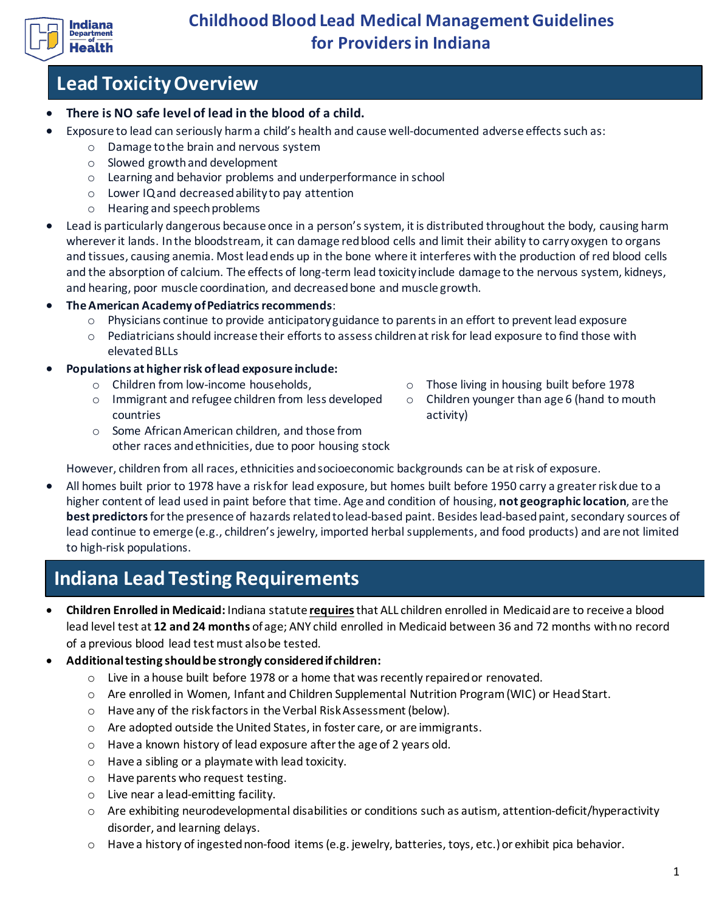# Childhood Blood Lead Medical Management Guidelines for Providers in Indiana

## Lead Toxicity Overview

- **There is NO safe level of lead in the blood of a child.**
- Exposure to lead can seriously harm a child's health and cause well-documented adverse effects such as:
  - Damage to the brain and nervous system
  - Slowed growth and development
  - Learning and behavior problems and underperformance in school
  - Lower IQ and decreased ability to pay attention
  - Hearing and speech problems
- Lead is particularly dangerous because once in a person's system, it is distributed throughout the body, causing harm wherever it lands. In the bloodstream, it can damage red blood cells and limit their ability to carry oxygen to organs and tissues, causing anemia. Most lead ends up in the bone where it interferes with the production of red blood cells and the absorption of calcium. The effects of long-term lead toxicity include damage to the nervous system, kidneys, and hearing, poor muscle coordination, and decreased bone and muscle growth.
- **The American Academy of Pediatrics recommends**:
  - Physicians continue to provide anticipatory guidance to parents in an effort to prevent lead exposure
  - Pediatricians should increase their efforts to assess children at risk for lead exposure to find those with elevated BLLs
- **Populations at higher risk of lead exposure include:**
  - Children from low-income households,
  - Immigrant and refugee children from less developed countries
  - Some African American children, and those from other races and ethnicities, due to poor housing stock
  - Those living in housing built before 1978
  - Children younger than age 6 (hand to mouth activity)

  However, children from all races, ethnicities and socioeconomic backgrounds can be at risk of exposure.
- All homes built prior to 1978 have a risk for lead exposure, but homes built before 1950 carry a greater risk due to a higher content of lead used in paint before that time. Age and condition of housing, **not geographic location**, are the **best predictors** for the presence of hazards related to lead-based paint. Besides lead-based paint, secondary sources of lead continue to emerge (e.g., children's jewelry, imported herbal supplements, and food products) and are not limited to high-risk populations.

## Indiana Lead Testing Requirements

- **Children Enrolled in Medicaid:** Indiana statute **requires** that ALL children enrolled in Medicaid are to receive a blood lead level test at **12 and 24 months** of age; ANY child enrolled in Medicaid between 36 and 72 months with no record of a previous blood lead test must also be tested.
- **Additional testing should be strongly considered if children:**
  - Live in a house built before 1978 or a home that was recently repaired or renovated.
  - Are enrolled in Women, Infant and Children Supplemental Nutrition Program (WIC) or Head Start.
  - Have any of the risk factors in the Verbal Risk Assessment (below).
  - Are adopted outside the United States, in foster care, or are immigrants.
  - Have a known history of lead exposure after the age of 2 years old.
  - Have a sibling or a playmate with lead toxicity.
  - Have parents who request testing.
  - Live near a lead-emitting facility.
  - Are exhibiting neurodevelopmental disabilities or conditions such as autism, attention-deficit/hyperactivity disorder, and learning delays.
  - Have a history of ingested non-food items (e.g. jewelry, batteries, toys, etc.) or exhibit pica behavior.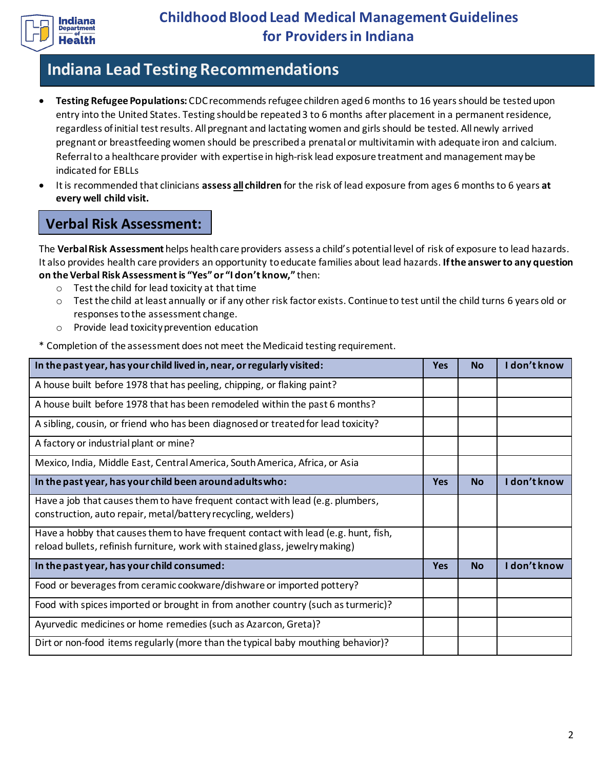# Childhood Blood Lead Medical Management Guidelines for Providers in Indiana

## Indiana Lead Testing Recommendations

- **Testing Refugee Populations:** CDC recommends refugee children aged 6 months to 16 years should be tested upon entry into the United States. Testing should be repeated 3 to 6 months after placement in a permanent residence, regardless of initial test results. All pregnant and lactating women and girls should be tested. All newly arrived pregnant or breastfeeding women should be prescribed a prenatal or multivitamin with adequate iron and calcium. Referral to a healthcare provider with expertise in high-risk lead exposure treatment and management may be indicated for EBLLs
- It is recommended that clinicians **assess <u>all</u> children** for the risk of lead exposure from ages 6 months to 6 years **at every well child visit.**

### Verbal Risk Assessment:

The **Verbal Risk Assessment** helps health care providers assess a child's potential level of risk of exposure to lead hazards. It also provides health care providers an opportunity to educate families about lead hazards. **If the answer to any question on the Verbal Risk Assessment is "Yes" or "I don't know,"** then:

- Test the child for lead toxicity at that time
- Test the child at least annually or if any other risk factor exists. Continue to test until the child turns 6 years old or responses to the assessment change.
- Provide lead toxicity prevention education

* Completion of the assessment does not meet the Medicaid testing requirement.

| In the past year, has your child lived in, near, or regularly visited: | Yes | No | I don't know |
|---|---|---|---|
| A house built before 1978 that has peeling, chipping, or flaking paint? | | | |
| A house built before 1978 that has been remodeled within the past 6 months? | | | |
| A sibling, cousin, or friend who has been diagnosed or treated for lead toxicity? | | | |
| A factory or industrial plant or mine? | | | |
| Mexico, India, Middle East, Central America, South America, Africa, or Asia | | | |
| **In the past year, has your child been around adults who:** | **Yes** | **No** | **I don't know** |
| Have a job that causes them to have frequent contact with lead (e.g. plumbers, construction, auto repair, metal/battery recycling, welders) | | | |
| Have a hobby that causes them to have frequent contact with lead (e.g. hunt, fish, reload bullets, refinish furniture, work with stained glass, jewelry making) | | | |
| **In the past year, has your child consumed:** | **Yes** | **No** | **I don't know** |
| Food or beverages from ceramic cookware/dishware or imported pottery? | | | |
| Food with spices imported or brought in from another country (such as turmeric)? | | | |
| Ayurvedic medicines or home remedies (such as Azarcon, Greta)? | | | |
| Dirt or non-food items regularly (more than the typical baby mouthing behavior)? | | | |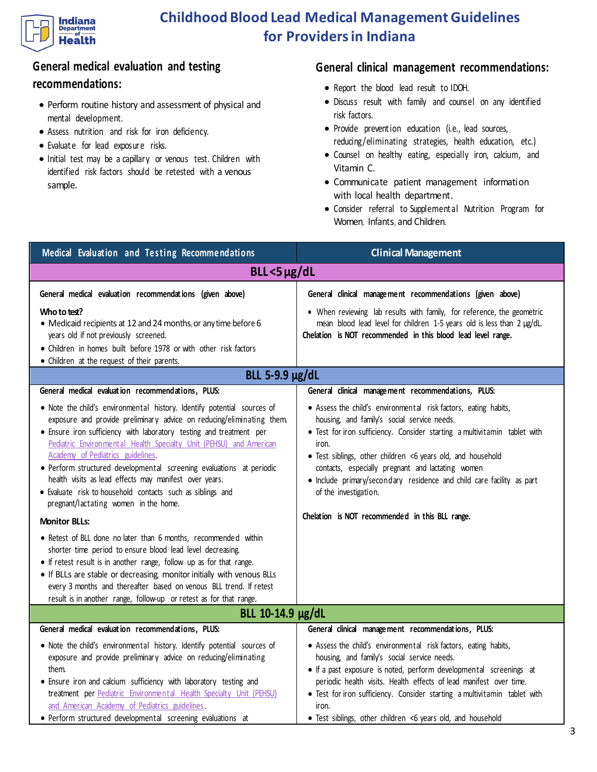# Childhood Blood Lead Medical Management Guidelines for Providers in Indiana

## General medical evaluation and testing recommendations:

- Perform routine history and assessment of physical and mental development.
- Assess nutrition and risk for iron deficiency.
- Evaluate for lead exposure risks.
- Initial test may be a capillary or venous test. Children with identified risk factors should be retested with a venous sample.

## General clinical management recommendations:

- Report the blood lead result to IDOH.
- Discuss result with family and counsel on any identified risk factors.
- Provide prevention education (i.e., lead sources, reducing/eliminating strategies, health education, etc.)
- Counsel on healthy eating, especially iron, calcium, and Vitamin C.
- Communicate patient management information with local health department.
- Consider referral to Supplemental Nutrition Program for Women, Infants, and Children.

| Medical Evaluation and Testing Recommendations | Clinical Management |
|---|---|
| **BLL <5 µg/dL** | |
| **General medical evaluation recommendations (given above)**<br><br>**Who to test?**<br>• Medicaid recipients at 12 and 24 months, or any time before 6 years old if not previously screened.<br>• Children in homes built before 1978 or with other risk factors<br>• Children at the request of their parents. | **General clinical management recommendations (given above)**<br><br>• When reviewing lab results with family, for reference, the geometric mean blood lead level for children 1-5 years old is less than 2 µg/dL.<br>**Chelation is NOT recommended in this blood lead level range.** |
| **BLL 5-9.9 µg/dL** | |
| **General medical evaluation recommendations, PLUS:**<br><br>• Note the child's environmental history. Identify potential sources of exposure and provide preliminary advice on reducing/eliminating them.<br>• Ensure iron sufficiency with laboratory testing and treatment per Pediatric Environmental Health Specialty Unit (PEHSU) and American Academy of Pediatrics guidelines.<br>• Perform structured developmental screening evaluations at periodic health visits as lead effects may manifest over years.<br>• Evaluate risk to household contacts such as siblings and pregnant/lactating women in the home.<br><br>**Monitor BLLs:**<br><br>• Retest of BLL done no later than 6 months, recommended within shorter time period to ensure blood lead level decreasing.<br>• If retest result is in another range, follow up as for that range.<br>• If BLLs are stable or decreasing, monitor initially with venous BLLs every 3 months and thereafter based on venous BLL trend. If retest result is in another range, follow-up or retest as for that range. | **General clinical management recommendations, PLUS:**<br><br>• Assess the child's environmental risk factors, eating habits, housing, and family's social service needs.<br>• Test for iron sufficiency. Consider starting a multivitamin tablet with iron.<br>• Test siblings, other children <6 years old, and household contacts, especially pregnant and lactating women<br>• Include primary/secondary residence and child care facility as part of the investigation.<br><br>**Chelation is NOT recommended in this BLL range.** |
| **BLL 10-14.9 µg/dL** | |
| **General medical evaluation recommendations, PLUS:**<br><br>• Note the child's environmental history. Identify potential sources of exposure and provide preliminary advice on reducing/eliminating them.<br>• Ensure iron and calcium sufficiency with laboratory testing and treatment per Pediatric Environmental Health Specialty Unit (PEHSU) and American Academy of Pediatrics guidelines.<br>• Perform structured developmental screening evaluations at | **General clinical management recommendations, PLUS:**<br><br>• Assess the child's environmental risk factors, eating habits, housing, and family's social service needs.<br>• If a past exposure is noted, perform developmental screenings at periodic health visits. Health effects of lead manifest over time.<br>• Test for iron sufficiency. Consider starting a multivitamin tablet with iron.<br>• Test siblings, other children <6 years old, and household |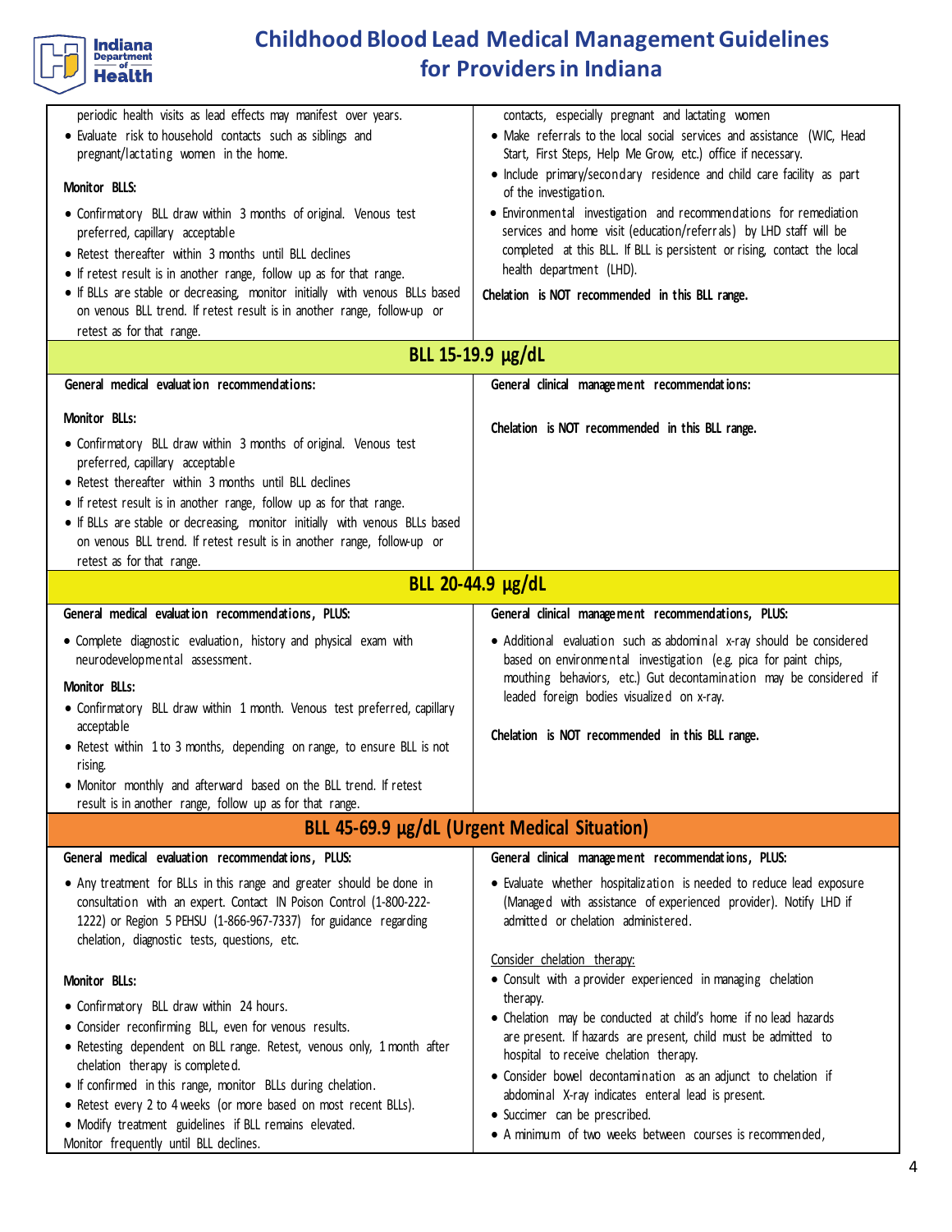| | |
|---|---|
| periodic health visits as lead effects may manifest over years.<br>• Evaluate risk to household contacts such as siblings and pregnant/lactating women in the home.<br><br>**Monitor BLLS:**<br>• Confirmatory BLL draw within 3 months of original. Venous test preferred, capillary acceptable<br>• Retest thereafter within 3 months until BLL declines<br>• If retest result is in another range, follow up as for that range.<br>• If BLLs are stable or decreasing, monitor initially with venous BLLs based on venous BLL trend. If retest result is in another range, follow-up or retest as for that range. | contacts, especially pregnant and lactating women<br>• Make referrals to the local social services and assistance (WIC, Head Start, First Steps, Help Me Grow, etc.) office if necessary.<br>• Include primary/secondary residence and child care facility as part of the investigation.<br>• Environmental investigation and recommendations for remediation services and home visit (education/referrals) by LHD staff will be completed at this BLL. If BLL is persistent or rising, contact the local health department (LHD).<br><br>**Chelation is NOT recommended in this BLL range.** |

## BLL 15-19.9 µg/dL

| **General medical evaluation recommendations:** | **General clinical management recommendations:** |
|---|---|
| **Monitor BLLs:**<br>• Confirmatory BLL draw within 3 months of original. Venous test preferred, capillary acceptable<br>• Retest thereafter within 3 months until BLL declines<br>• If retest result is in another range, follow up as for that range.<br>• If BLLs are stable or decreasing, monitor initially with venous BLLs based on venous BLL trend. If retest result is in another range, follow-up or retest as for that range. | **Chelation is NOT recommended in this BLL range.** |

## BLL 20-44.9 µg/dL

| **General medical evaluation recommendations, PLUS:** | **General clinical management recommendations, PLUS:** |
|---|---|
| • Complete diagnostic evaluation, history and physical exam with neurodevelopmental assessment.<br><br>**Monitor BLLs:**<br>• Confirmatory BLL draw within 1 month. Venous test preferred, capillary acceptable<br>• Retest within 1 to 3 months, depending on range, to ensure BLL is not rising.<br>• Monitor monthly and afterward based on the BLL trend. If retest result is in another range, follow up as for that range. | • Additional evaluation such as abdominal x-ray should be considered based on environmental investigation (e.g. pica for paint chips, mouthing behaviors, etc.) Gut decontamination may be considered if leaded foreign bodies visualized on x-ray.<br><br>**Chelation is NOT recommended in this BLL range.** |

## BLL 45-69.9 µg/dL (Urgent Medical Situation)

| **General medical evaluation recommendations, PLUS:** | **General clinical management recommendations, PLUS:** |
|---|---|
| • Any treatment for BLLs in this range and greater should be done in consultation with an expert. Contact IN Poison Control (1-800-222-1222) or Region 5 PEHSU (1-866-967-7337) for guidance regarding chelation, diagnostic tests, questions, etc.<br><br>**Monitor BLLs:**<br>• Confirmatory BLL draw within 24 hours.<br>• Consider reconfirming BLL, even for venous results.<br>• Retesting dependent on BLL range. Retest, venous only, 1 month after chelation therapy is completed.<br>• If confirmed in this range, monitor BLLs during chelation.<br>• Retest every 2 to 4 weeks (or more based on most recent BLLs).<br>• Modify treatment guidelines if BLL remains elevated.<br>Monitor frequently until BLL declines. | • Evaluate whether hospitalization is needed to reduce lead exposure (Managed with assistance of experienced provider). Notify LHD if admitted or chelation administered.<br><br>Consider chelation therapy:<br>• Consult with a provider experienced in managing chelation therapy.<br>• Chelation may be conducted at child's home if no lead hazards are present. If hazards are present, child must be admitted to hospital to receive chelation therapy.<br>• Consider bowel decontamination as an adjunct to chelation if abdominal X-ray indicates enteral lead is present.<br>• Succimer can be prescribed.<br>• A minimum of two weeks between courses is recommended, |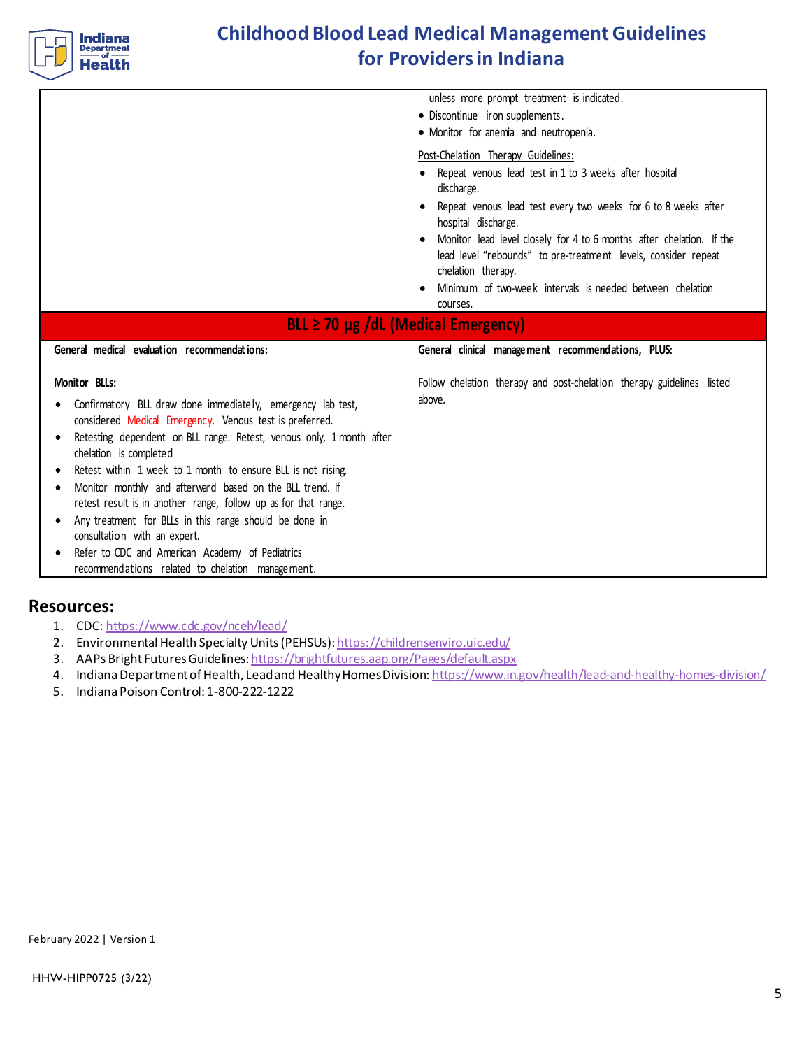| | |
|---|---|
| | unless more prompt treatment is indicated.<br>• Discontinue iron supplements.<br>• Monitor for anemia and neutropenia.<br><br>Post-Chelation Therapy Guidelines:<br>• Repeat venous lead test in 1 to 3 weeks after hospital discharge.<br>• Repeat venous lead test every two weeks for 6 to 8 weeks after hospital discharge.<br>• Monitor lead level closely for 4 to 6 months after chelation. If the lead level "rebounds" to pre-treatment levels, consider repeat chelation therapy.<br>• Minimum of two-week intervals is needed between chelation courses. |
| **BLL ≥ 70 µg /dL (Medical Emergency)** | |
| **General medical evaluation recommendations:**<br><br>**Monitor BLLs:**<br>• Confirmatory BLL draw done immediately, emergency lab test, considered Medical Emergency. Venous test is preferred.<br>• Retesting dependent on BLL range. Retest, venous only, 1 month after chelation is completed<br>• Retest within 1 week to 1 month to ensure BLL is not rising.<br>• Monitor monthly and afterward based on the BLL trend. If retest result is in another range, follow up as for that range.<br>• Any treatment for BLLs in this range should be done in consultation with an expert.<br>• Refer to CDC and American Academy of Pediatrics recommendations related to chelation management. | **General clinical management recommendations, PLUS:**<br><br>Follow chelation therapy and post-chelation therapy guidelines listed above. |

## Resources:

1. CDC: https://www.cdc.gov/nceh/lead/
2. Environmental Health Specialty Units (PEHSUs): https://childrensenviro.uic.edu/
3. AAPs Bright Futures Guidelines: https://brightfutures.aap.org/Pages/default.aspx
4. Indiana Department of Health, Lead and Healthy Homes Division: https://www.in.gov/health/lead-and-healthy-homes-division/
5. Indiana Poison Control: 1-800-222-1222

February 2022 | Version 1

HHW-HIPP0725 (3/22)